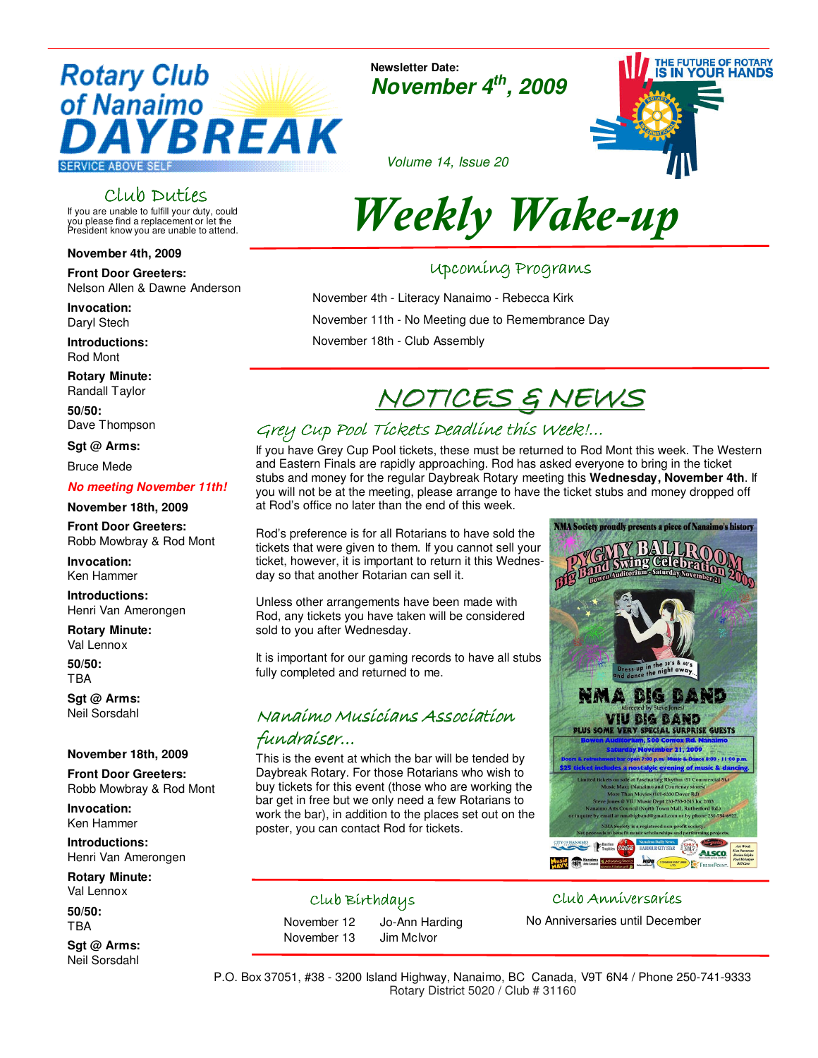# Rotary Club of Nanaimo DAYBREAK

SERVICE ABOVE SELF

**Newsletter Date:**

***November 4th, 2009***

*Volume 14, Issue 20*

THE FUTURE OF ROTARY IS IN YOUR HANDS

# *Weekly Wake-up*

## Club Duties

If you are unable to fulfill your duty, could you please find a replacement or let the President know you are unable to attend.

**November 4th, 2009**

**Front Door Greeters:**
Nelson Allen & Dawne Anderson

**Invocation:**
Daryl Stech

**Introductions:**
Rod Mont

**Rotary Minute:**
Randall Taylor

**50/50:**
Dave Thompson

**Sgt @ Arms:**
Bruce Mede

***No meeting November 11th!***

**November 18th, 2009**

**Front Door Greeters:**
Robb Mowbray & Rod Mont

**Invocation:**
Ken Hammer

**Introductions:**
Henri Van Amerongen

**Rotary Minute:**
Val Lennox

**50/50:**
TBA

**Sgt @ Arms:**
Neil Sorsdahl

**November 18th, 2009**

**Front Door Greeters:**
Robb Mowbray & Rod Mont

**Invocation:**
Ken Hammer

**Introductions:**
Henri Van Amerongen

**Rotary Minute:**
Val Lennox

**50/50:**
TBA

**Sgt @ Arms:**
Neil Sorsdahl

## Upcoming Programs

November 4th - Literacy Nanaimo - Rebecca Kirk

November 11th - No Meeting due to Remembrance Day

November 18th - Club Assembly

## NOTICES & NEWS

### Grey Cup Pool Tickets Deadline this Week!...

If you have Grey Cup Pool tickets, these must be returned to Rod Mont this week. The Western and Eastern Finals are rapidly approaching. Rod has asked everyone to bring in the ticket stubs and money for the regular Daybreak Rotary meeting this **Wednesday, November 4th**. If you will not be at the meeting, please arrange to have the ticket stubs and money dropped off at Rod's office no later than the end of this week.

Rod's preference is for all Rotarians to have sold the tickets that were given to them. If you cannot sell your ticket, however, it is important to return it this Wednesday so that another Rotarian can sell it.

Unless other arrangements have been made with Rod, any tickets you have taken will be considered sold to you after Wednesday.

It is important for our gaming records to have all stubs fully completed and returned to me.

### Nanaimo Musicians Association fundraiser...

This is the event at which the bar will be tended by Daybreak Rotary. For those Rotarians who wish to buy tickets for this event (those who are working the bar get in free but we only need a few Rotarians to work the bar), in addition to the places set out on the poster, you can contact Rod for tickets.

NMA Society proudly presents a piece of Nanaimo's history

PYGMY BALLROOM Big Band Swing Celebration 2009

Bowen Auditorium - Saturday November 21

Dress-up in the 30's & 40's and dance the night away...

NMA BIG BAND (directed by Steve Jones)

VIU BIG BAND

PLUS SOME VERY SPECIAL SURPRISE GUESTS

Bowen Auditorium, 500 Comox Rd. Nanaimo

Saturday November 21, 2009

Doors & refreshment bar open 7:00 p.m. Music & Dance 8:00 - 11:00 p.m.

$25 ticket includes a nostalgic evening of music & dancing.

## Club Birthdays

November 12 — Jo-Ann Harding
November 13 — Jim McIvor

## Club Anniversaries

No Anniversaries until December

P.O. Box 37051, #38 - 3200 Island Highway, Nanaimo, BC Canada, V9T 6N4 / Phone 250-741-9333
Rotary District 5020 / Club # 31160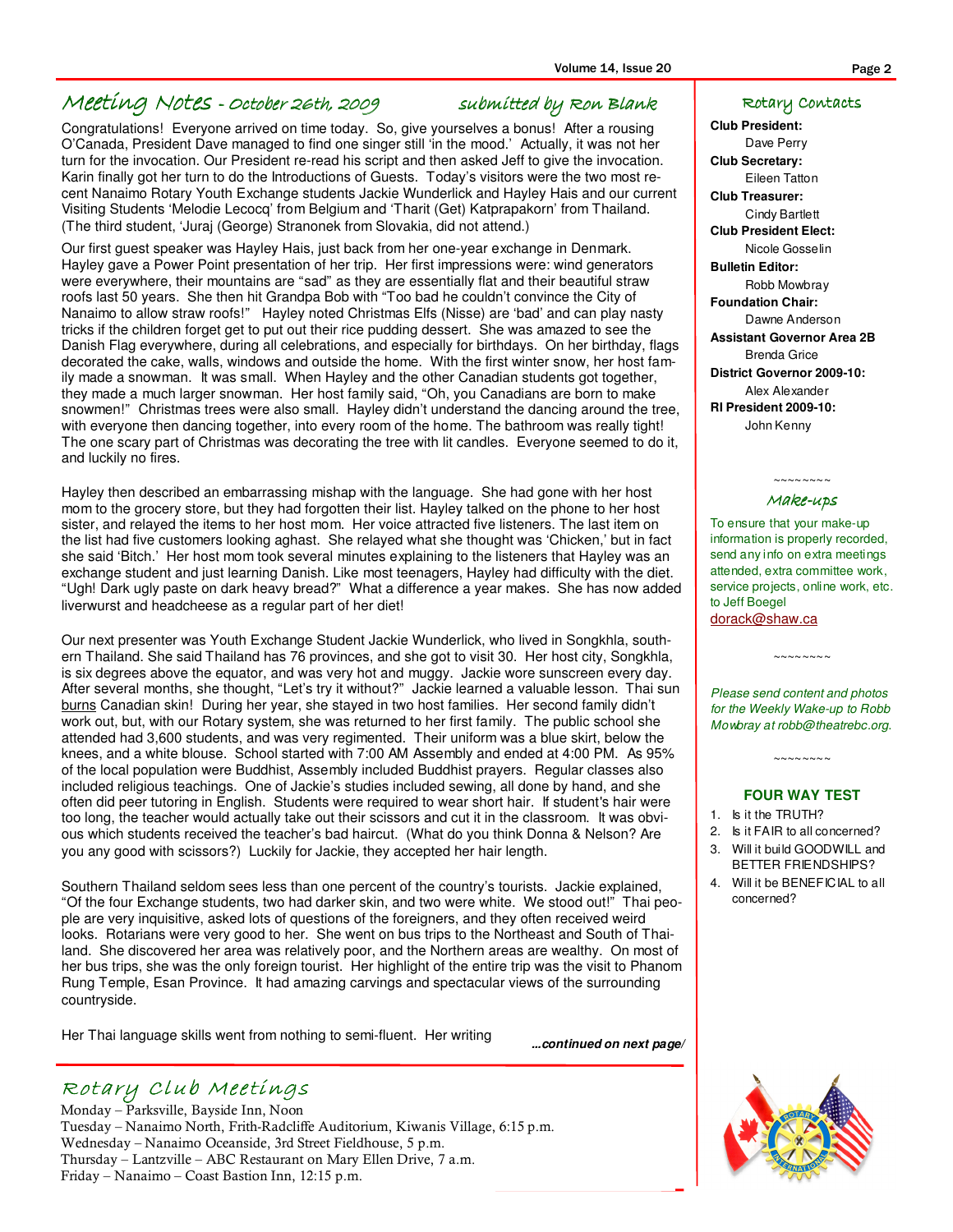## Meeting Notes - October 26th, 2009

*submitted by Ron Blank*

Congratulations! Everyone arrived on time today. So, give yourselves a bonus! After a rousing O'Canada, President Dave managed to find one singer still 'in the mood.' Actually, it was not her turn for the invocation. Our President re-read his script and then asked Jeff to give the invocation. Karin finally got her turn to do the Introductions of Guests. Today's visitors were the two most recent Nanaimo Rotary Youth Exchange students Jackie Wunderlick and Hayley Hais and our current Visiting Students 'Melodie Lecocq' from Belgium and 'Tharit (Get) Katprapakorn' from Thailand. (The third student, 'Juraj (George) Stranonek from Slovakia, did not attend.)

Our first guest speaker was Hayley Hais, just back from her one-year exchange in Denmark. Hayley gave a Power Point presentation of her trip. Her first impressions were: wind generators were everywhere, their mountains are "sad" as they are essentially flat and their beautiful straw roofs last 50 years. She then hit Grandpa Bob with "Too bad he couldn't convince the City of Nanaimo to allow straw roofs!" Hayley noted Christmas Elfs (Nisse) are 'bad' and can play nasty tricks if the children forget get to put out their rice pudding dessert. She was amazed to see the Danish Flag everywhere, during all celebrations, and especially for birthdays. On her birthday, flags decorated the cake, walls, windows and outside the home. With the first winter snow, her host family made a snowman. It was small. When Hayley and the other Canadian students got together, they made a much larger snowman. Her host family said, "Oh, you Canadians are born to make snowmen!" Christmas trees were also small. Hayley didn't understand the dancing around the tree, with everyone then dancing together, into every room of the home. The bathroom was really tight! The one scary part of Christmas was decorating the tree with lit candles. Everyone seemed to do it, and luckily no fires.

Hayley then described an embarrassing mishap with the language. She had gone with her host mom to the grocery store, but they had forgotten their list. Hayley talked on the phone to her host sister, and relayed the items to her host mom. Her voice attracted five listeners. The last item on the list had five customers looking aghast. She relayed what she thought was 'Chicken,' but in fact she said 'Bitch.' Her host mom took several minutes explaining to the listeners that Hayley was an exchange student and just learning Danish. Like most teenagers, Hayley had difficulty with the diet. "Ugh! Dark ugly paste on dark heavy bread?" What a difference a year makes. She has now added liverwurst and headcheese as a regular part of her diet!

Our next presenter was Youth Exchange Student Jackie Wunderlick, who lived in Songkhla, southern Thailand. She said Thailand has 76 provinces, and she got to visit 30. Her host city, Songkhla, is six degrees above the equator, and was very hot and muggy. Jackie wore sunscreen every day. After several months, she thought, "Let's try it without?" Jackie learned a valuable lesson. Thai sun burns Canadian skin! During her year, she stayed in two host families. Her second family didn't work out, but, with our Rotary system, she was returned to her first family. The public school she attended had 3,600 students, and was very regimented. Their uniform was a blue skirt, below the knees, and a white blouse. School started with 7:00 AM Assembly and ended at 4:00 PM. As 95% of the local population were Buddhist, Assembly included Buddhist prayers. Regular classes also included religious teachings. One of Jackie's studies included sewing, all done by hand, and she often did peer tutoring in English. Students were required to wear short hair. If student's hair were too long, the teacher would actually take out their scissors and cut it in the classroom. It was obvious which students received the teacher's bad haircut. (What do you think Donna & Nelson? Are you any good with scissors?) Luckily for Jackie, they accepted her hair length.

Southern Thailand seldom sees less than one percent of the country's tourists. Jackie explained, "Of the four Exchange students, two had darker skin, and two were white. We stood out!" Thai people are very inquisitive, asked lots of questions of the foreigners, and they often received weird looks. Rotarians were very good to her. She went on bus trips to the Northeast and South of Thailand. She discovered her area was relatively poor, and the Northern areas are wealthy. On most of her bus trips, she was the only foreign tourist. Her highlight of the entire trip was the visit to Phanom Rung Temple, Esan Province. It had amazing carvings and spectacular views of the surrounding countryside.

Her Thai language skills went from nothing to semi-fluent. Her writing

***...continued on next page/***

## Rotary Club Meetings

Monday – Parksville, Bayside Inn, Noon
Tuesday – Nanaimo North, Frith-Radcliffe Auditorium, Kiwanis Village, 6:15 p.m.
Wednesday – Nanaimo Oceanside, 3rd Street Fieldhouse, 5 p.m.
Thursday – Lantzville – ABC Restaurant on Mary Ellen Drive, 7 a.m.
Friday – Nanaimo – Coast Bastion Inn, 12:15 p.m.

## Rotary Contacts

**Club President:**
Dave Perry

**Club Secretary:**
Eileen Tatton

**Club Treasurer:**
Cindy Bartlett

**Club President Elect:**
Nicole Gosselin

**Bulletin Editor:**
Robb Mowbray

**Foundation Chair:**
Dawne Anderson

**Assistant Governor Area 2B**
Brenda Grice

**District Governor 2009-10:**
Alex Alexander

**RI President 2009-10:**
John Kenny

~~~~~~~~

## Make-ups

To ensure that your make-up information is properly recorded, send any info on extra meetings attended, extra committee work, service projects, online work, etc. to Jeff Boegel
dorack@shaw.ca

~~~~~~~~

*Please send content and photos for the Weekly Wake-up to Robb Mowbray at robb@theatrebc.org.*

~~~~~~~~

**FOUR WAY TEST**

1. Is it the TRUTH?
2. Is it FAIR to all concerned?
3. Will it build GOODWILL and BETTER FRIENDSHIPS?
4. Will it be BENEFICIAL to all concerned?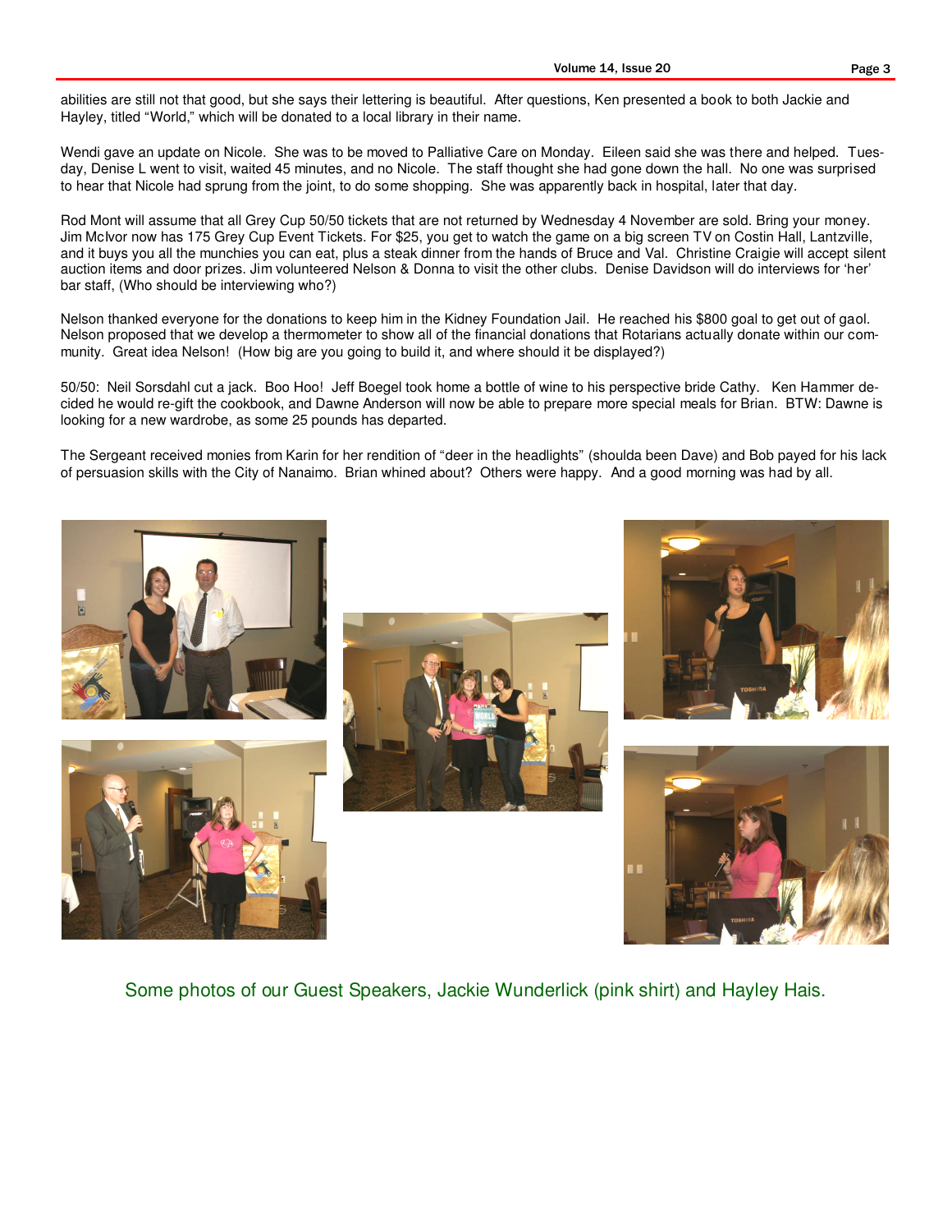abilities are still not that good, but she says their lettering is beautiful. After questions, Ken presented a book to both Jackie and Hayley, titled "World," which will be donated to a local library in their name.

Wendi gave an update on Nicole. She was to be moved to Palliative Care on Monday. Eileen said she was there and helped. Tuesday, Denise L went to visit, waited 45 minutes, and no Nicole. The staff thought she had gone down the hall. No one was surprised to hear that Nicole had sprung from the joint, to do some shopping. She was apparently back in hospital, later that day.

Rod Mont will assume that all Grey Cup 50/50 tickets that are not returned by Wednesday 4 November are sold. Bring your money. Jim McIvor now has 175 Grey Cup Event Tickets. For $25, you get to watch the game on a big screen TV on Costin Hall, Lantzville, and it buys you all the munchies you can eat, plus a steak dinner from the hands of Bruce and Val. Christine Craigie will accept silent auction items and door prizes. Jim volunteered Nelson & Donna to visit the other clubs. Denise Davidson will do interviews for 'her' bar staff, (Who should be interviewing who?)

Nelson thanked everyone for the donations to keep him in the Kidney Foundation Jail. He reached his $800 goal to get out of gaol. Nelson proposed that we develop a thermometer to show all of the financial donations that Rotarians actually donate within our community. Great idea Nelson! (How big are you going to build it, and where should it be displayed?)

50/50: Neil Sorsdahl cut a jack. Boo Hoo! Jeff Boegel took home a bottle of wine to his perspective bride Cathy. Ken Hammer decided he would re-gift the cookbook, and Dawne Anderson will now be able to prepare more special meals for Brian. BTW: Dawne is looking for a new wardrobe, as some 25 pounds has departed.

The Sergeant received monies from Karin for her rendition of "deer in the headlights" (shoulda been Dave) and Bob payed for his lack of persuasion skills with the City of Nanaimo. Brian whined about? Others were happy. And a good morning was had by all.

Some photos of our Guest Speakers, Jackie Wunderlick (pink shirt) and Hayley Hais.